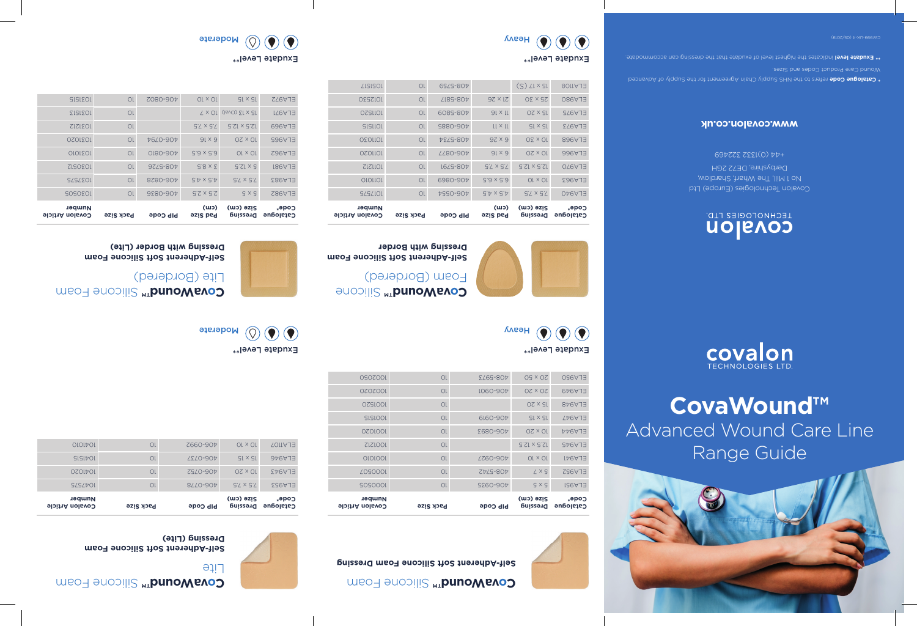covalon TECHNOLOGIES LTD.

# CovaWound™

## Advanced Wound Care Line Range Guide

---

## CovaWound™ Silicone Foam

**Self-Adherent Soft Silicone Foam Dressing**

| Catalogue Code* | Dressing Size (cm) | PIP Code | Pack Size | Covalon Article Number |
|---|---|---|---|---|
| ELA951 | 5 x 5 | 406-0935 | 10 | 1000505 |
| ELA952 | 5 x 7 | 408-5742 | 10 | 1000507 |
| ELA941 | 10 x 10 | 406-0927 | 10 | 1001010 |
| ELA945 | 12.5 x 12.5 | | 10 | 1001212 |
| ELA944 | 10 x 20 | 406-0893 | 10 | 1001020 |
| ELA947 | 15 x 15 | 406-0919 | 10 | 1001515 |
| ELA948 | 15 x 20 | | 10 | 1001520 |
| ELA949 | 20 x 20 | 406-0901 | 10 | 1002020 |
| ELA950 | 20 x 50 | 408-5973 | 10 | 1002050 |

Exudate Level**: Heavy

## CovaWound™ Silicone Foam (Bordered)

**Self-Adherent Soft Silicone Foam Dressing with Border**

| Catalogue Code* | Dressing Size (cm) | Pad Size (cm) | PIP Code | Pack Size | Covalon Article Number |
|---|---|---|---|---|---|
| ELA940 | 7.5 x 7.5 | 4.5 x 4.5 | 406-0554 | 10 | 1017575 |
| ELA953 | 10 x 10 | 6.5 x 6.5 | 406-0869 | 10 | 1011010 |
| ELA970 | 12.5 x 12.5 | 7.5 x 7.5 | 406-0791 | 10 | 1011212 |
| ELA966 | 10 x 20 | 6 x 16 | 406-0877 | 10 | 1011020 |
| ELA968 | 10 x 30 | 6 x 26 | 408-5734 | 10 | 1011030 |
| ELA973 | 15 x 15 | 11 x 11 | 406-0885 | 10 | 1011515 |
| ELA975 | 15 x 20 | 11 x 16 | 408-5809 | 10 | 1011520 |
| ELA980 | 25 x 30 | 21 x 26 | 408-5817 | 10 | 1012530 |
| ELA1108 | 15 x 17 (S) | | 408-5759 | 10 | 1015617 |

Exudate Level**: Heavy

## CovaWound™ Silicone Foam Lite

**Self-Adherent Soft Silicone Foam Dressing (Lite)**

| Catalogue Code* | Dressing Size (cm) | PIP Code | Pack Size | Covalon Article Number |
|---|---|---|---|---|
| ELA955 | 7.5 x 7.5 | 406-0778 | 10 | 1047575 |
| ELA954 | 10 x 20 | 406-0752 | 10 | 1041020 |
| ELA946 | 15 x 15 | 406-0737 | 10 | 1041515 |
| ELA1107 | 10 x 10 | 406-0992 | 10 | 1041010 |

Exudate Level**: Moderate

## CovaWound™ Silicone Foam Lite (Bordered)

**Self-Adherent Soft Silicone Foam Dressing with Border (Lite)**

| Catalogue Code* | Dressing Size (cm) | Pad Size (cm) | PIP Code | Pack Size | Covalon Article Number |
|---|---|---|---|---|---|
| ELA982 | 5 x 5 | 2.5 x 2.5 | 406-0836 | 10 | 1030505 |
| ELA983 | 7.5 x 7.5 | 4.5 x 4.5 | 406-0828 | 10 | 1037575 |
| ELA981 | 5 x 12.5 | 3 x 8.5 | 408-5726 | 10 | 1030512 |
| ELA962 | 10 x 10 | 6.5 x 6.5 | 406-0810 | 10 | 1031010 |
| ELA965 | 10 x 20 | 6 x 16 | 406-0794 | 10 | 1031020 |
| ELA969 | 12.5 x 12.5 | 7.5 x 7.5 | | 10 | 1031212 |
| ELA971 | 15 x 13 (Oval) | 10 x 7 | | 10 | 1031513 |
| ELA972 | 15 x 15 | 10 x 10 | 406-0802 | 10 | 1031515 |

Exudate Level**: Moderate

---

covalon TECHNOLOGIES LTD.

Covalon Technologies (Europe) Ltd
No 1 Mill, The Wharf, Shardlow,
Derbyshire, DE72 2GH
+44 (0)1332 322469

**www.covalon.co.uk**

\* **Catalogue Code** refers to the NHS Supply Chain Agreement for the Supply of Advanced Wound Care Product Codes and Sizes

\*\* **Exudate level** indicates the highest level of exudate that the dressing can accommodate.

CW999-UK-4 (05/2019)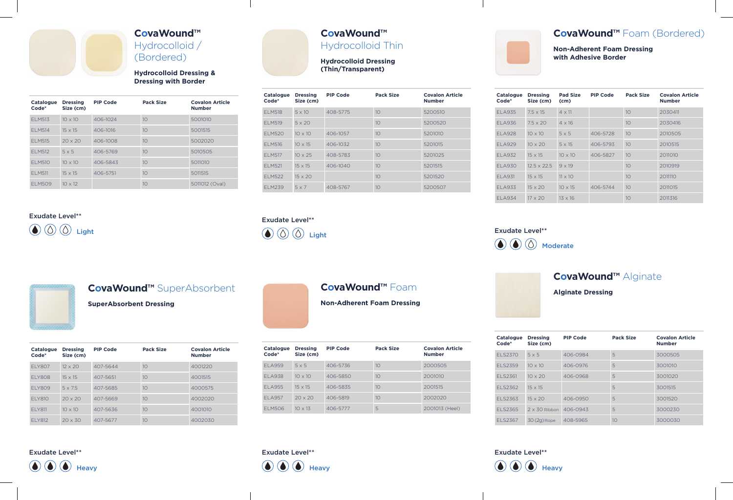## CovaWound™ Hydrocolloid / (Bordered)

**Hydrocolloid Dressing & Dressing with Border**

| Catalogue Code* | Dressing Size (cm) | PIP Code | Pack Size | Covalon Article Number |
|---|---|---|---|---|
| ELM513 | 10 x 10 | 406-1024 | 10 | 5001010 |
| ELM514 | 15 x 15 | 406-1016 | 10 | 5001515 |
| ELM515 | 20 x 20 | 406-1008 | 10 | 5002020 |
| ELM512 | 5 x 5 | 406-5769 | 10 | 5010505 |
| ELM510 | 10 x 10 | 406-5843 | 10 | 5011010 |
| ELM511 | 15 x 15 | 406-5751 | 10 | 5011515 |
| ELM509 | 10 x 12 | | 10 | 5011012 (Oval) |

Exudate Level**

Light

## CovaWound™ Hydrocolloid Thin

**Hydrocolloid Dressing (Thin/Transparent)**

| Catalogue Code* | Dressing Size (cm) | PIP Code | Pack Size | Covalon Article Number |
|---|---|---|---|---|
| ELM518 | 5 x 10 | 408-5775 | 10 | 5200510 |
| ELM519 | 5 x 20 | | 10 | 5200520 |
| ELM520 | 10 x 10 | 406-1057 | 10 | 5201010 |
| ELM516 | 10 x 15 | 406-1032 | 10 | 5201015 |
| ELM517 | 10 x 25 | 408-5783 | 10 | 5201025 |
| ELM521 | 15 x 15 | 406-1040 | 10 | 5201515 |
| ELM522 | 15 x 20 | | 10 | 5201520 |
| ELM239 | 5 x 7 | 408-5767 | 10 | 5200507 |

Exudate Level**

Light

## CovaWound™ Foam (Bordered)

**Non-Adherent Foam Dressing with Adhesive Border**

| Catalogue Code* | Dressing Size (cm) | Pad Size (cm) | PIP Code | Pack Size | Covalon Article Number |
|---|---|---|---|---|---|
| ELA935 | 7.5 x 15 | 4 x 11 | | 10 | 2030411 |
| ELA936 | 7.5 x 20 | 4 x 16 | | 10 | 2030416 |
| ELA928 | 10 x 10 | 5 x 5 | 406-5728 | 10 | 2010505 |
| ELA929 | 10 x 20 | 5 x 15 | 406-5793 | 10 | 2010515 |
| ELA932 | 15 x 15 | 10 x 10 | 406-5827 | 10 | 2011010 |
| ELA930 | 12.5 x 22.5 | 9 x 19 | | 10 | 2010919 |
| ELA931 | 15 x 15 | 11 x 10 | | 10 | 2011110 |
| ELA933 | 15 x 20 | 10 x 15 | 406-5744 | 10 | 2011015 |
| ELA934 | 17 x 20 | 13 x 16 | | 10 | 2011316 |

Exudate Level**

Moderate

## CovaWound™ SuperAbsorbent

**SuperAbsorbent Dressing**

| Catalogue Code* | Dressing Size (cm) | PIP Code | Pack Size | Covalon Article Number |
|---|---|---|---|---|
| ELY807 | 12 x 20 | 407-5644 | 10 | 4001220 |
| ELY808 | 15 x 15 | 407-5651 | 10 | 4001515 |
| ELY809 | 5 x 7.5 | 407-5685 | 10 | 4000575 |
| ELY810 | 20 x 20 | 407-5669 | 10 | 4002020 |
| ELY811 | 10 x 10 | 407-5636 | 10 | 4001010 |
| ELY812 | 20 x 30 | 407-5677 | 10 | 4002030 |

Exudate Level**

Heavy

## CovaWound™ Foam

**Non-Adherent Foam Dressing**

| Catalogue Code* | Dressing Size (cm) | PIP Code | Pack Size | Covalon Article Number |
|---|---|---|---|---|
| ELA959 | 5 x 5 | 406-5736 | 10 | 2000505 |
| ELA938 | 10 x 10 | 406-5850 | 10 | 2001010 |
| ELA955 | 15 x 15 | 406-5835 | 10 | 2001515 |
| ELA957 | 20 x 20 | 406-5819 | 10 | 2002020 |
| ELM506 | 10 x 13 | 406-5777 | 5 | 2001013 (Heel) |

Exudate Level**

Heavy

## CovaWound™ Alginate

**Alginate Dressing**

| Catalogue Code* | Dressing Size (cm) | PIP Code | Pack Size | Covalon Article Number |
|---|---|---|---|---|
| ELS2370 | 5 x 5 | 406-0984 | 5 | 3000505 |
| ELS2359 | 10 x 10 | 406-0976 | 5 | 3001010 |
| ELS2361 | 10 x 20 | 406-0968 | 5 | 3001020 |
| ELS2362 | 15 x 15 | | 5 | 3001515 |
| ELS2363 | 15 x 20 | 406-0950 | 5 | 3001520 |
| ELS2365 | 2 x 30 Ribbon | 406-0943 | 5 | 3000230 |
| ELS2367 | 30 (2g) Rope | 408-5965 | 10 | 3000030 |

Exudate Level**

Heavy